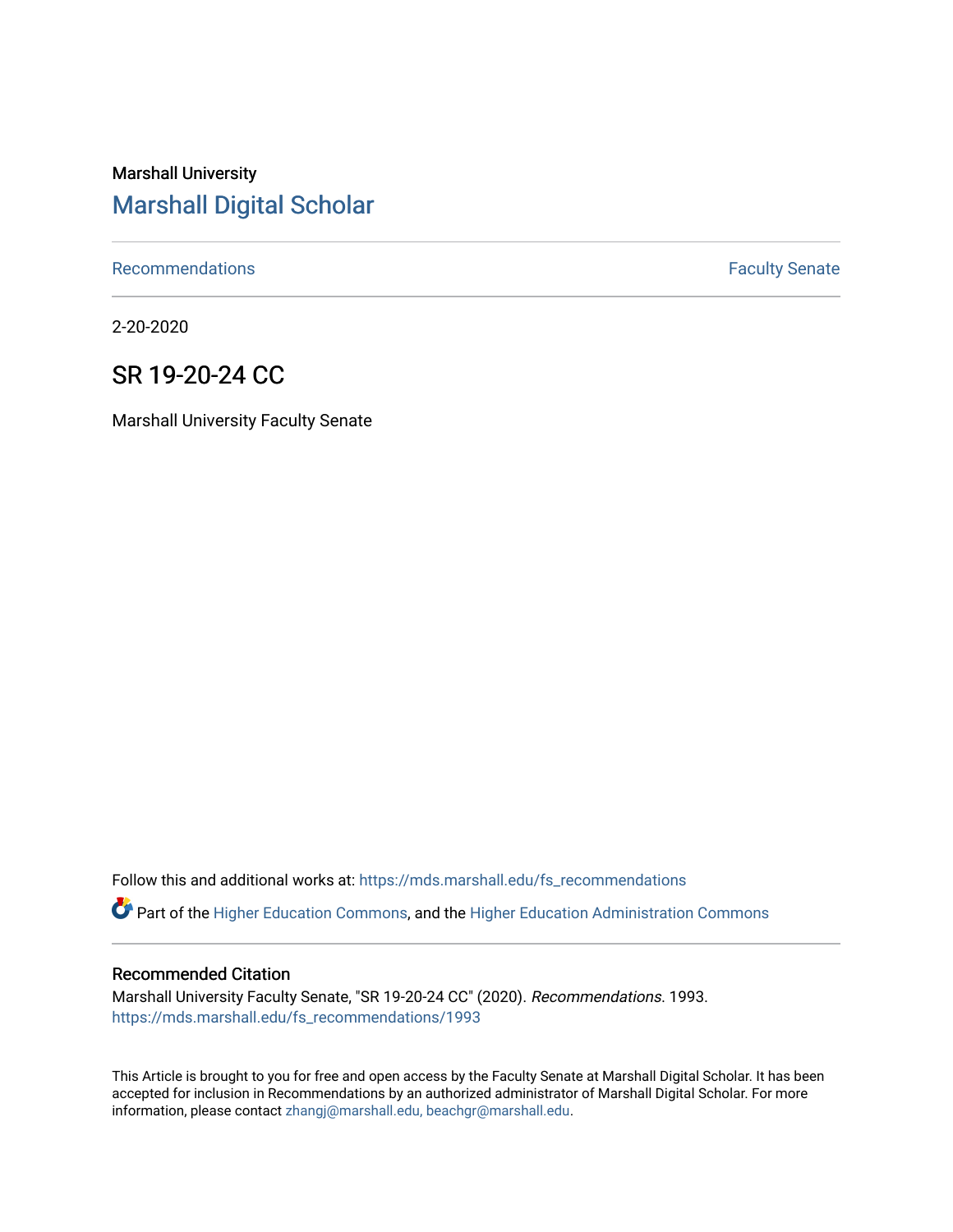Marshall University

# Marshall Digital Scholar

Recommendations | Faculty Senate

2-20-2020

## SR 19-20-24 CC

Marshall University Faculty Senate

Follow this and additional works at: https://mds.marshall.edu/fs_recommendations

Part of the Higher Education Commons, and the Higher Education Administration Commons

### Recommended Citation

Marshall University Faculty Senate, "SR 19-20-24 CC" (2020). *Recommendations*. 1993.
https://mds.marshall.edu/fs_recommendations/1993

This Article is brought to you for free and open access by the Faculty Senate at Marshall Digital Scholar. It has been accepted for inclusion in Recommendations by an authorized administrator of Marshall Digital Scholar. For more information, please contact zhangj@marshall.edu, beachgr@marshall.edu.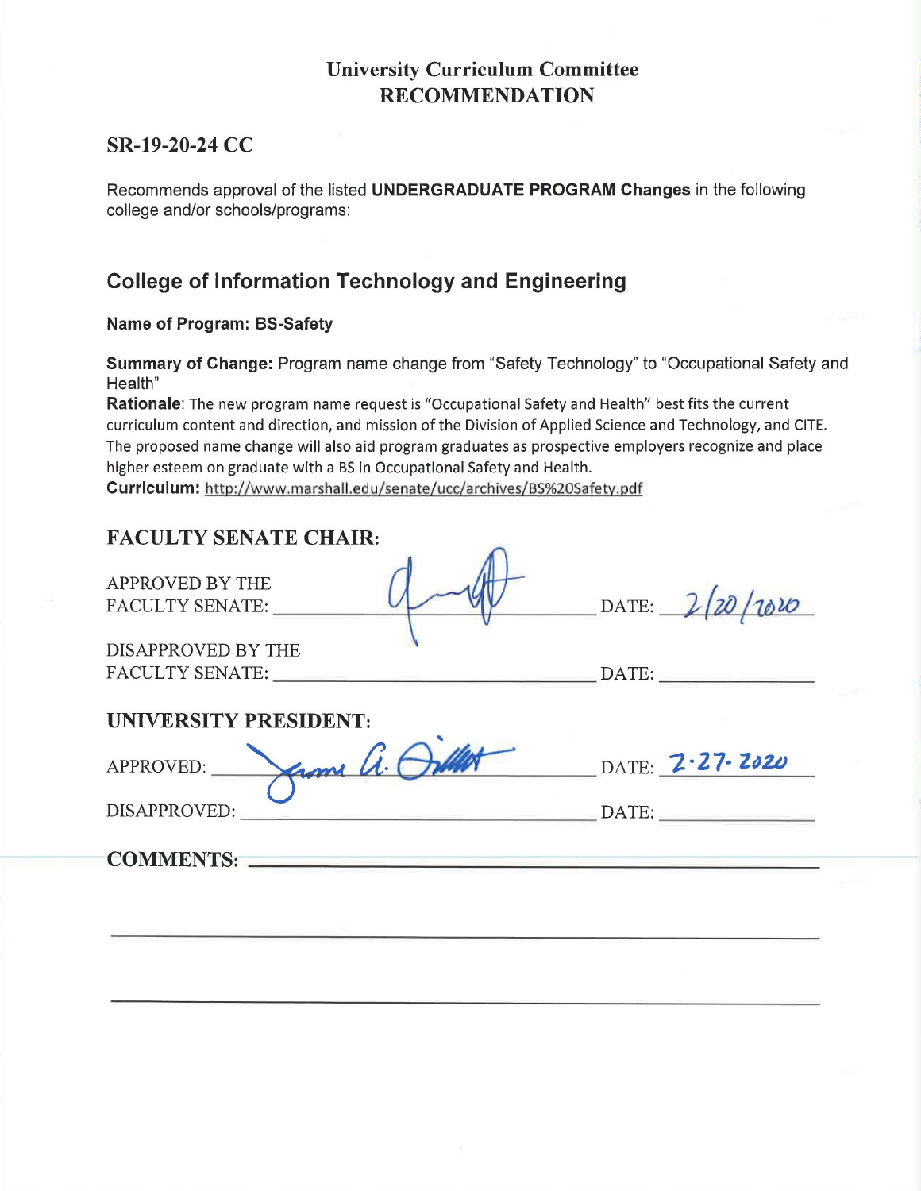# University Curriculum Committee
# RECOMMENDATION

## SR-19-20-24 CC

Recommends approval of the listed **UNDERGRADUATE PROGRAM Changes** in the following college and/or schools/programs:

## College of Information Technology and Engineering

**Name of Program: BS-Safety**

**Summary of Change:** Program name change from "Safety Technology" to "Occupational Safety and Health"
**Rationale**: The new program name request is "Occupational Safety and Health" best fits the current curriculum content and direction, and mission of the Division of Applied Science and Technology, and CITE. The proposed name change will also aid program graduates as prospective employers recognize and place higher esteem on graduate with a BS in Occupational Safety and Health.
**Curriculum:** http://www.marshall.edu/senate/ucc/archives/BS%20Safety.pdf

## FACULTY SENATE CHAIR:

APPROVED BY THE FACULTY SENATE: [signature] DATE: 2/20/2020

DISAPPROVED BY THE FACULTY SENATE: ____________ DATE: ____________

## UNIVERSITY PRESIDENT:

APPROVED: [signature] DATE: 2-27-2020

DISAPPROVED: ____________ DATE: ____________

**COMMENTS:** ____________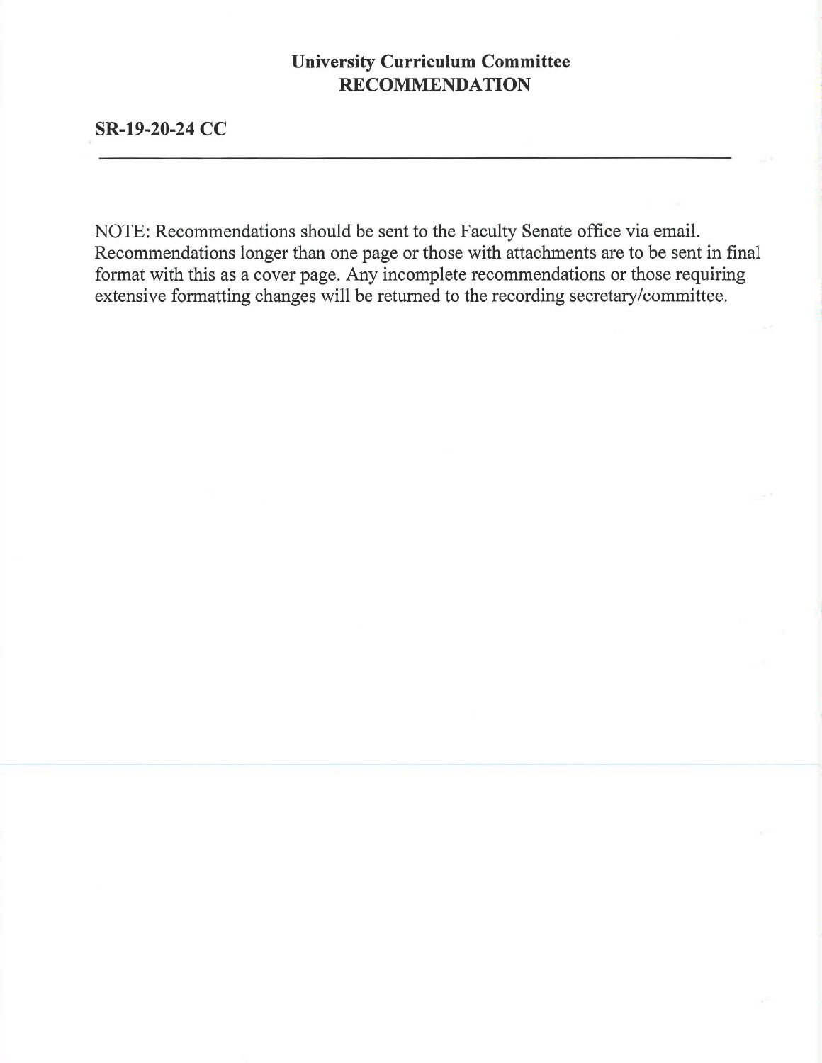## University Curriculum Committee
## RECOMMENDATION

**SR-19-20-24 CC**

---

NOTE: Recommendations should be sent to the Faculty Senate office via email. Recommendations longer than one page or those with attachments are to be sent in final format with this as a cover page. Any incomplete recommendations or those requiring extensive formatting changes will be returned to the recording secretary/committee.